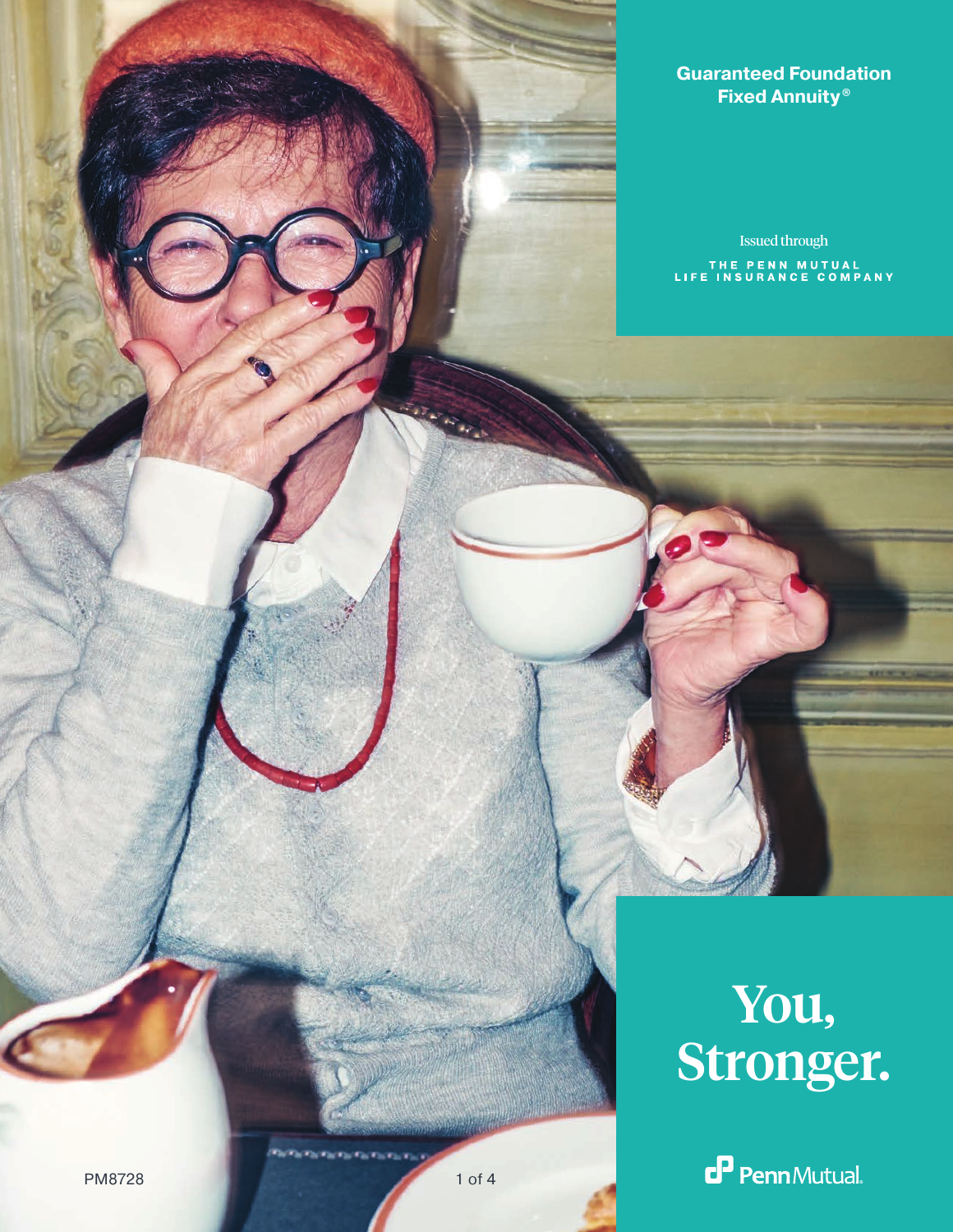# Guaranteed Foundation Fixed Annuity®

Issued through

THE PENN MUTUAL LIFE INSURANCE COMPANY

## You, Stronger.

Penn Mutual

PM8728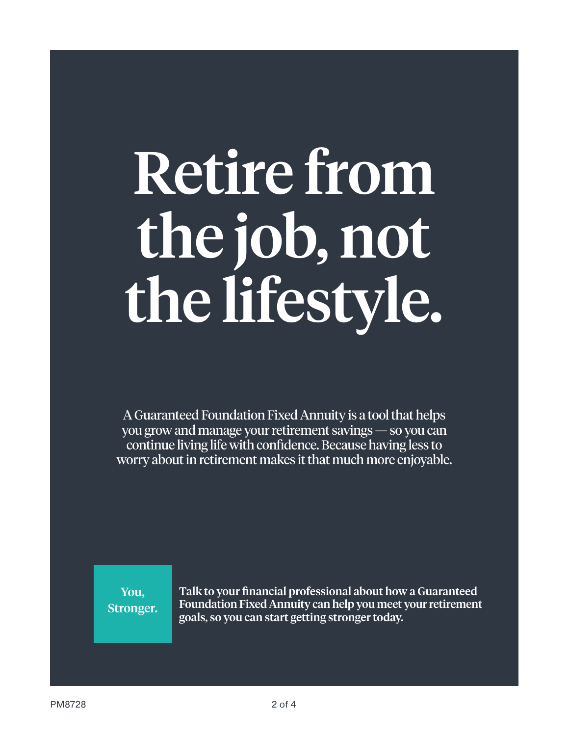# Retire from the job, not the lifestyle.

A Guaranteed Foundation Fixed Annuity is a tool that helps you grow and manage your retirement savings — so you can continue living life with confidence. Because having less to worry about in retirement makes it that much more enjoyable.

**You, Stronger.**

**Talk to your financial professional about how a Guaranteed Foundation Fixed Annuity can help you meet your retirement goals, so you can start getting stronger today.**

PM8728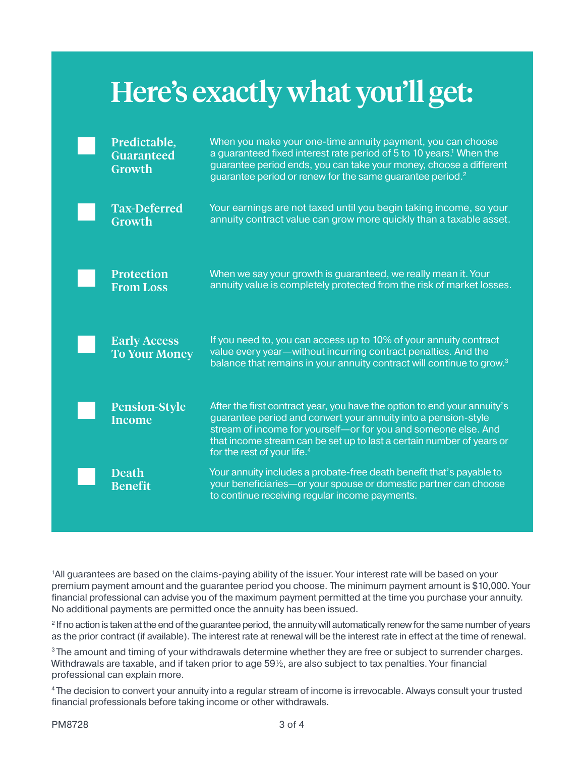# Here's exactly what you'll get:

- **Predictable, Guaranteed Growth**
  When you make your one-time annuity payment, you can choose a guaranteed fixed interest rate period of 5 to 10 years.[1] When the guarantee period ends, you can take your money, choose a different guarantee period or renew for the same guarantee period.[2]

- **Tax-Deferred Growth**
  Your earnings are not taxed until you begin taking income, so your annuity contract value can grow more quickly than a taxable asset.

- **Protection From Loss**
  When we say your growth is guaranteed, we really mean it. Your annuity value is completely protected from the risk of market losses.

- **Early Access To Your Money**
  If you need to, you can access up to 10% of your annuity contract value every year—without incurring contract penalties. And the balance that remains in your annuity contract will continue to grow.[3]

- **Pension-Style Income**
  After the first contract year, you have the option to end your annuity's guarantee period and convert your annuity into a pension-style stream of income for yourself—or for you and someone else. And that income stream can be set up to last a certain number of years or for the rest of your life.[4]

- **Death Benefit**
  Your annuity includes a probate-free death benefit that's payable to your beneficiaries—or your spouse or domestic partner can choose to continue receiving regular income payments.

[1]All guarantees are based on the claims-paying ability of the issuer. Your interest rate will be based on your premium payment amount and the guarantee period you choose. The minimum payment amount is $10,000. Your financial professional can advise you of the maximum payment permitted at the time you purchase your annuity. No additional payments are permitted once the annuity has been issued.

[2] If no action is taken at the end of the guarantee period, the annuity will automatically renew for the same number of years as the prior contract (if available). The interest rate at renewal will be the interest rate in effect at the time of renewal.

[3] The amount and timing of your withdrawals determine whether they are free or subject to surrender charges. Withdrawals are taxable, and if taken prior to age 59½, are also subject to tax penalties. Your financial professional can explain more.

[4] The decision to convert your annuity into a regular stream of income is irrevocable. Always consult your trusted financial professionals before taking income or other withdrawals.

PM8728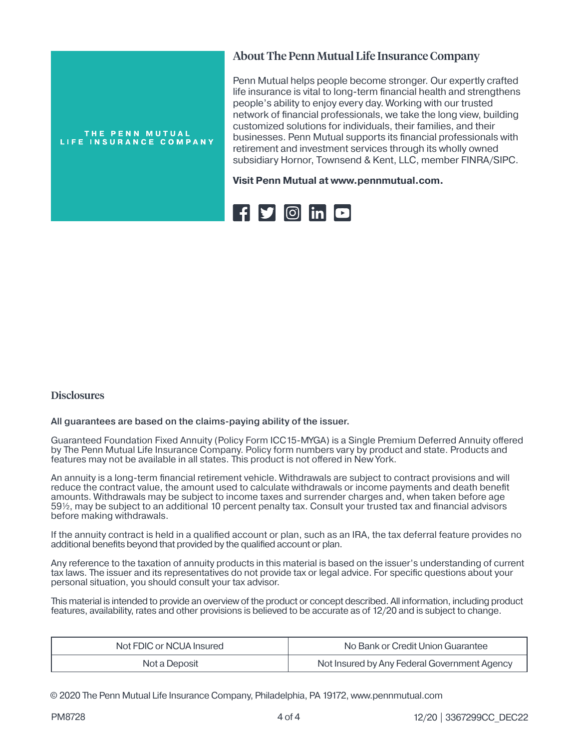THE PENN MUTUAL LIFE INSURANCE COMPANY

## About The Penn Mutual Life Insurance Company

Penn Mutual helps people become stronger. Our expertly crafted life insurance is vital to long-term financial health and strengthens people's ability to enjoy every day. Working with our trusted network of financial professionals, we take the long view, building customized solutions for individuals, their families, and their businesses. Penn Mutual supports its financial professionals with retirement and investment services through its wholly owned subsidiary Hornor, Townsend & Kent, LLC, member FINRA/SIPC.

**Visit Penn Mutual at www.pennmutual.com.**

## Disclosures

**All guarantees are based on the claims-paying ability of the issuer.**

Guaranteed Foundation Fixed Annuity (Policy Form ICC15-MYGA) is a Single Premium Deferred Annuity offered by The Penn Mutual Life Insurance Company. Policy form numbers vary by product and state. Products and features may not be available in all states. This product is not offered in New York.

An annuity is a long-term financial retirement vehicle. Withdrawals are subject to contract provisions and will reduce the contract value, the amount used to calculate withdrawals or income payments and death benefit amounts. Withdrawals may be subject to income taxes and surrender charges and, when taken before age 59½, may be subject to an additional 10 percent penalty tax. Consult your trusted tax and financial advisors before making withdrawals.

If the annuity contract is held in a qualified account or plan, such as an IRA, the tax deferral feature provides no additional benefits beyond that provided by the qualified account or plan.

Any reference to the taxation of annuity products in this material is based on the issuer's understanding of current tax laws. The issuer and its representatives do not provide tax or legal advice. For specific questions about your personal situation, you should consult your tax advisor.

This material is intended to provide an overview of the product or concept described. All information, including product features, availability, rates and other provisions is believed to be accurate as of 12/20 and is subject to change.

| | |
|---|---|
| Not FDIC or NCUA Insured | No Bank or Credit Union Guarantee |
| Not a Deposit | Not Insured by Any Federal Government Agency |

© 2020 The Penn Mutual Life Insurance Company, Philadelphia, PA 19172, www.pennmutual.com

PM8728

12/20 | 3367299CC_DEC22